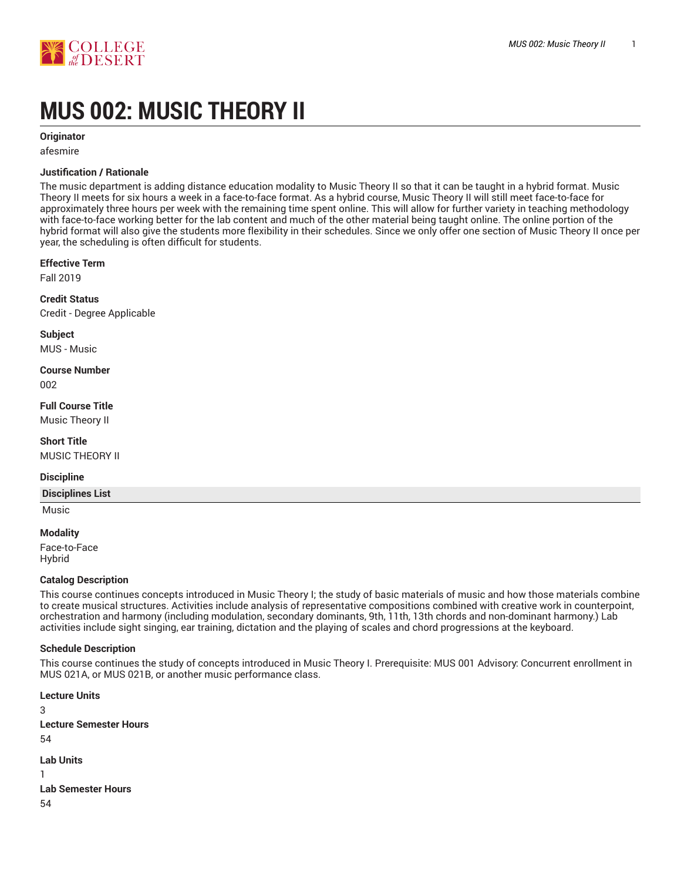# MUS 002: MUSIC THEORY II

**Originator**

afesmire

**Justification / Rationale**

The music department is adding distance education modality to Music Theory II so that it can be taught in a hybrid format. Music Theory II meets for six hours a week in a face-to-face format. As a hybrid course, Music Theory II will still meet face-to-face for approximately three hours per week with the remaining time spent online. This will allow for further variety in teaching methodology with face-to-face working better for the lab content and much of the other material being taught online. The online portion of the hybrid format will also give the students more flexibility in their schedules. Since we only offer one section of Music Theory II once per year, the scheduling is often difficult for students.

**Effective Term**

Fall 2019

**Credit Status**

Credit - Degree Applicable

**Subject**

MUS - Music

**Course Number**

002

**Full Course Title**

Music Theory II

**Short Title**

MUSIC THEORY II

**Discipline**

| Disciplines List |
|---|
| Music |

**Modality**

Face-to-Face
Hybrid

**Catalog Description**

This course continues concepts introduced in Music Theory I; the study of basic materials of music and how those materials combine to create musical structures. Activities include analysis of representative compositions combined with creative work in counterpoint, orchestration and harmony (including modulation, secondary dominants, 9th, 11th, 13th chords and non-dominant harmony.) Lab activities include sight singing, ear training, dictation and the playing of scales and chord progressions at the keyboard.

**Schedule Description**

This course continues the study of concepts introduced in Music Theory I. Prerequisite: MUS 001 Advisory: Concurrent enrollment in MUS 021A, or MUS 021B, or another music performance class.

**Lecture Units**

3

**Lecture Semester Hours**

54

**Lab Units**

1

**Lab Semester Hours**

54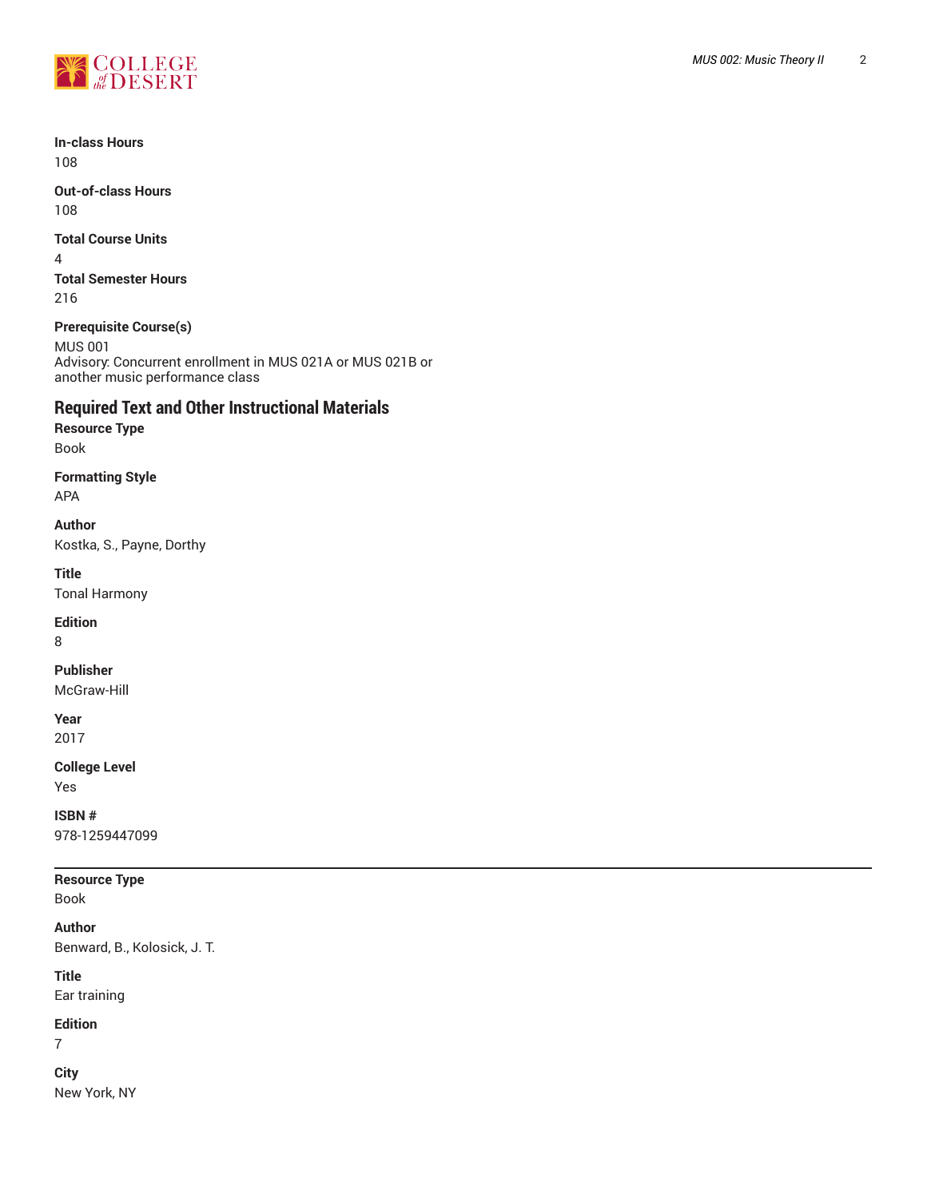**In-class Hours**
108

**Out-of-class Hours**
108

**Total Course Units**
4

**Total Semester Hours**
216

**Prerequisite Course(s)**
MUS 001
Advisory: Concurrent enrollment in MUS 021A or MUS 021B or another music performance class

## Required Text and Other Instructional Materials

**Resource Type**
Book

**Formatting Style**
APA

**Author**
Kostka, S., Payne, Dorthy

**Title**
Tonal Harmony

**Edition**
8

**Publisher**
McGraw-Hill

**Year**
2017

**College Level**
Yes

**ISBN #**
978-1259447099

---

**Resource Type**
Book

**Author**
Benward, B., Kolosick, J. T.

**Title**
Ear training

**Edition**
7

**City**
New York, NY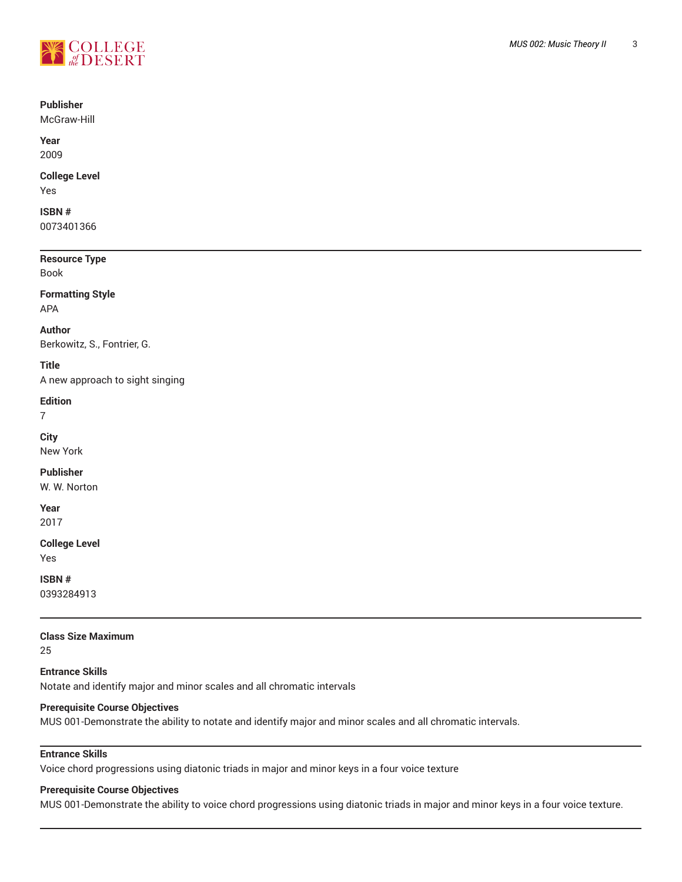**Publisher**
McGraw-Hill

**Year**
2009

**College Level**
Yes

**ISBN #**
0073401366

---

**Resource Type**
Book

**Formatting Style**
APA

**Author**
Berkowitz, S., Fontrier, G.

**Title**
A new approach to sight singing

**Edition**
7

**City**
New York

**Publisher**
W. W. Norton

**Year**
2017

**College Level**
Yes

**ISBN #**
0393284913

---

**Class Size Maximum**
25

**Entrance Skills**
Notate and identify major and minor scales and all chromatic intervals

**Prerequisite Course Objectives**
MUS 001-Demonstrate the ability to notate and identify major and minor scales and all chromatic intervals.

---

**Entrance Skills**
Voice chord progressions using diatonic triads in major and minor keys in a four voice texture

**Prerequisite Course Objectives**
MUS 001-Demonstrate the ability to voice chord progressions using diatonic triads in major and minor keys in a four voice texture.

---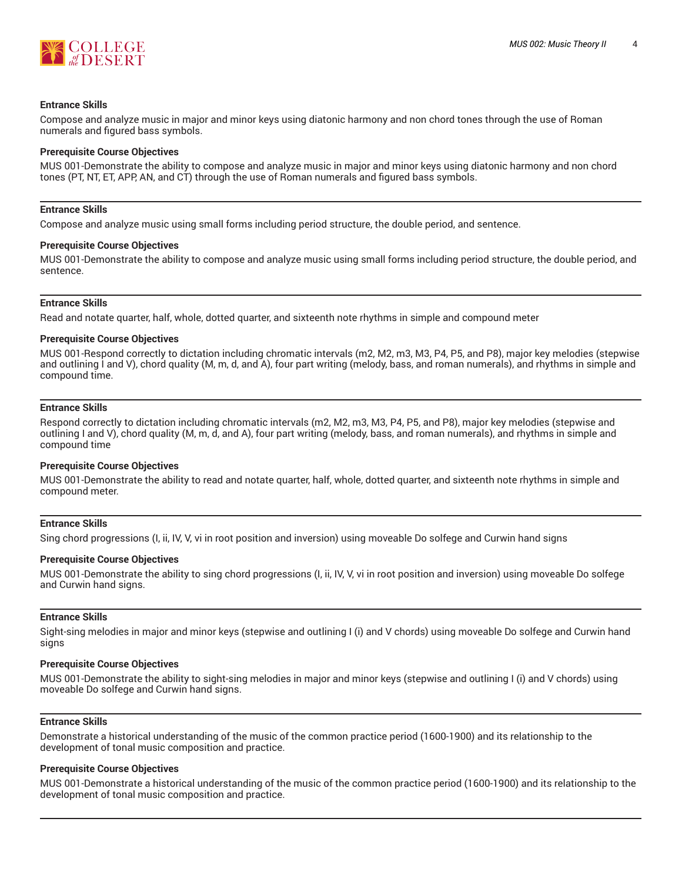**Entrance Skills**

Compose and analyze music in major and minor keys using diatonic harmony and non chord tones through the use of Roman numerals and figured bass symbols.

**Prerequisite Course Objectives**

MUS 001-Demonstrate the ability to compose and analyze music in major and minor keys using diatonic harmony and non chord tones (PT, NT, ET, APP, AN, and CT) through the use of Roman numerals and figured bass symbols.

---

**Entrance Skills**

Compose and analyze music using small forms including period structure, the double period, and sentence.

**Prerequisite Course Objectives**

MUS 001-Demonstrate the ability to compose and analyze music using small forms including period structure, the double period, and sentence.

---

**Entrance Skills**

Read and notate quarter, half, whole, dotted quarter, and sixteenth note rhythms in simple and compound meter

**Prerequisite Course Objectives**

MUS 001-Respond correctly to dictation including chromatic intervals (m2, M2, m3, M3, P4, P5, and P8), major key melodies (stepwise and outlining I and V), chord quality (M, m, d, and A), four part writing (melody, bass, and roman numerals), and rhythms in simple and compound time.

---

**Entrance Skills**

Respond correctly to dictation including chromatic intervals (m2, M2, m3, M3, P4, P5, and P8), major key melodies (stepwise and outlining I and V), chord quality (M, m, d, and A), four part writing (melody, bass, and roman numerals), and rhythms in simple and compound time

**Prerequisite Course Objectives**

MUS 001-Demonstrate the ability to read and notate quarter, half, whole, dotted quarter, and sixteenth note rhythms in simple and compound meter.

---

**Entrance Skills**

Sing chord progressions (I, ii, IV, V, vi in root position and inversion) using moveable Do solfege and Curwin hand signs

**Prerequisite Course Objectives**

MUS 001-Demonstrate the ability to sing chord progressions (I, ii, IV, V, vi in root position and inversion) using moveable Do solfege and Curwin hand signs.

---

**Entrance Skills**

Sight-sing melodies in major and minor keys (stepwise and outlining I (i) and V chords) using moveable Do solfege and Curwin hand signs

**Prerequisite Course Objectives**

MUS 001-Demonstrate the ability to sight-sing melodies in major and minor keys (stepwise and outlining I (i) and V chords) using moveable Do solfege and Curwin hand signs.

---

**Entrance Skills**

Demonstrate a historical understanding of the music of the common practice period (1600-1900) and its relationship to the development of tonal music composition and practice.

**Prerequisite Course Objectives**

MUS 001-Demonstrate a historical understanding of the music of the common practice period (1600-1900) and its relationship to the development of tonal music composition and practice.

---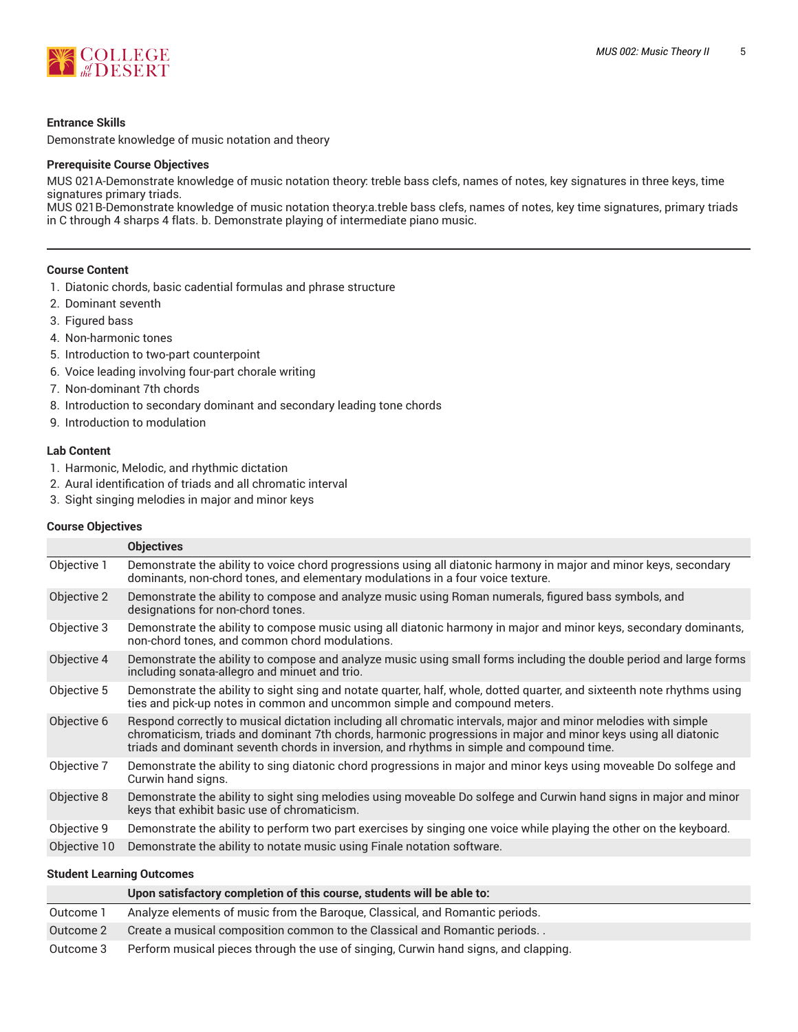**Entrance Skills**

Demonstrate knowledge of music notation and theory

**Prerequisite Course Objectives**

MUS 021A-Demonstrate knowledge of music notation theory: treble bass clefs, names of notes, key signatures in three keys, time signatures primary triads.
MUS 021B-Demonstrate knowledge of music notation theory:a.treble bass clefs, names of notes, key time signatures, primary triads in C through 4 sharps 4 flats. b. Demonstrate playing of intermediate piano music.

---

**Course Content**

1. Diatonic chords, basic cadential formulas and phrase structure
2. Dominant seventh
3. Figured bass
4. Non-harmonic tones
5. Introduction to two-part counterpoint
6. Voice leading involving four-part chorale writing
7. Non-dominant 7th chords
8. Introduction to secondary dominant and secondary leading tone chords
9. Introduction to modulation

**Lab Content**

1. Harmonic, Melodic, and rhythmic dictation
2. Aural identification of triads and all chromatic interval
3. Sight singing melodies in major and minor keys

**Course Objectives**

| | Objectives |
|---|---|
| Objective 1 | Demonstrate the ability to voice chord progressions using all diatonic harmony in major and minor keys, secondary dominants, non-chord tones, and elementary modulations in a four voice texture. |
| Objective 2 | Demonstrate the ability to compose and analyze music using Roman numerals, figured bass symbols, and designations for non-chord tones. |
| Objective 3 | Demonstrate the ability to compose music using all diatonic harmony in major and minor keys, secondary dominants, non-chord tones, and common chord modulations. |
| Objective 4 | Demonstrate the ability to compose and analyze music using small forms including the double period and large forms including sonata-allegro and minuet and trio. |
| Objective 5 | Demonstrate the ability to sight sing and notate quarter, half, whole, dotted quarter, and sixteenth note rhythms using ties and pick-up notes in common and uncommon simple and compound meters. |
| Objective 6 | Respond correctly to musical dictation including all chromatic intervals, major and minor melodies with simple chromaticism, triads and dominant 7th chords, harmonic progressions in major and minor keys using all diatonic triads and dominant seventh chords in inversion, and rhythms in simple and compound time. |
| Objective 7 | Demonstrate the ability to sing diatonic chord progressions in major and minor keys using moveable Do solfege and Curwin hand signs. |
| Objective 8 | Demonstrate the ability to sight sing melodies using moveable Do solfege and Curwin hand signs in major and minor keys that exhibit basic use of chromaticism. |
| Objective 9 | Demonstrate the ability to perform two part exercises by singing one voice while playing the other on the keyboard. |
| Objective 10 | Demonstrate the ability to notate music using Finale notation software. |

**Student Learning Outcomes**

| | Upon satisfactory completion of this course, students will be able to: |
|---|---|
| Outcome 1 | Analyze elements of music from the Baroque, Classical, and Romantic periods. |
| Outcome 2 | Create a musical composition common to the Classical and Romantic periods. . |
| Outcome 3 | Perform musical pieces through the use of singing, Curwin hand signs, and clapping. |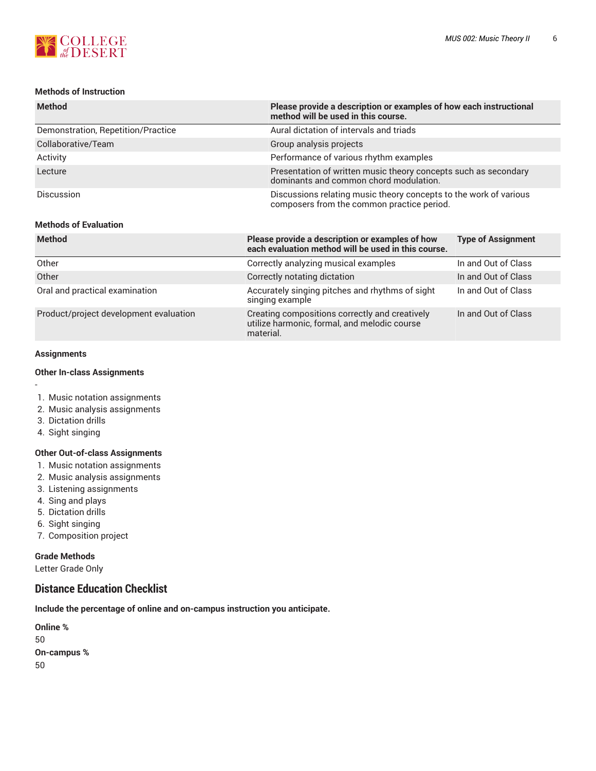#### Methods of Instruction

| Method | Please provide a description or examples of how each instructional method will be used in this course. |
|---|---|
| Demonstration, Repetition/Practice | Aural dictation of intervals and triads |
| Collaborative/Team | Group analysis projects |
| Activity | Performance of various rhythm examples |
| Lecture | Presentation of written music theory concepts such as secondary dominants and common chord modulation. |
| Discussion | Discussions relating music theory concepts to the work of various composers from the common practice period. |

#### Methods of Evaluation

| Method | Please provide a description or examples of how each evaluation method will be used in this course. | Type of Assignment |
|---|---|---|
| Other | Correctly analyzing musical examples | In and Out of Class |
| Other | Correctly notating dictation | In and Out of Class |
| Oral and practical examination | Accurately singing pitches and rhythms of sight singing example | In and Out of Class |
| Product/project development evaluation | Creating compositions correctly and creatively utilize harmonic, formal, and melodic course material. | In and Out of Class |

#### Assignments

#### Other In-class Assignments

-

1. Music notation assignments
2. Music analysis assignments
3. Dictation drills
4. Sight singing

#### Other Out-of-class Assignments

1. Music notation assignments
2. Music analysis assignments
3. Listening assignments
4. Sing and plays
5. Dictation drills
6. Sight singing
7. Composition project

#### Grade Methods

Letter Grade Only

## Distance Education Checklist

**Include the percentage of online and on-campus instruction you anticipate.**

**Online %**

50

**On-campus %**

50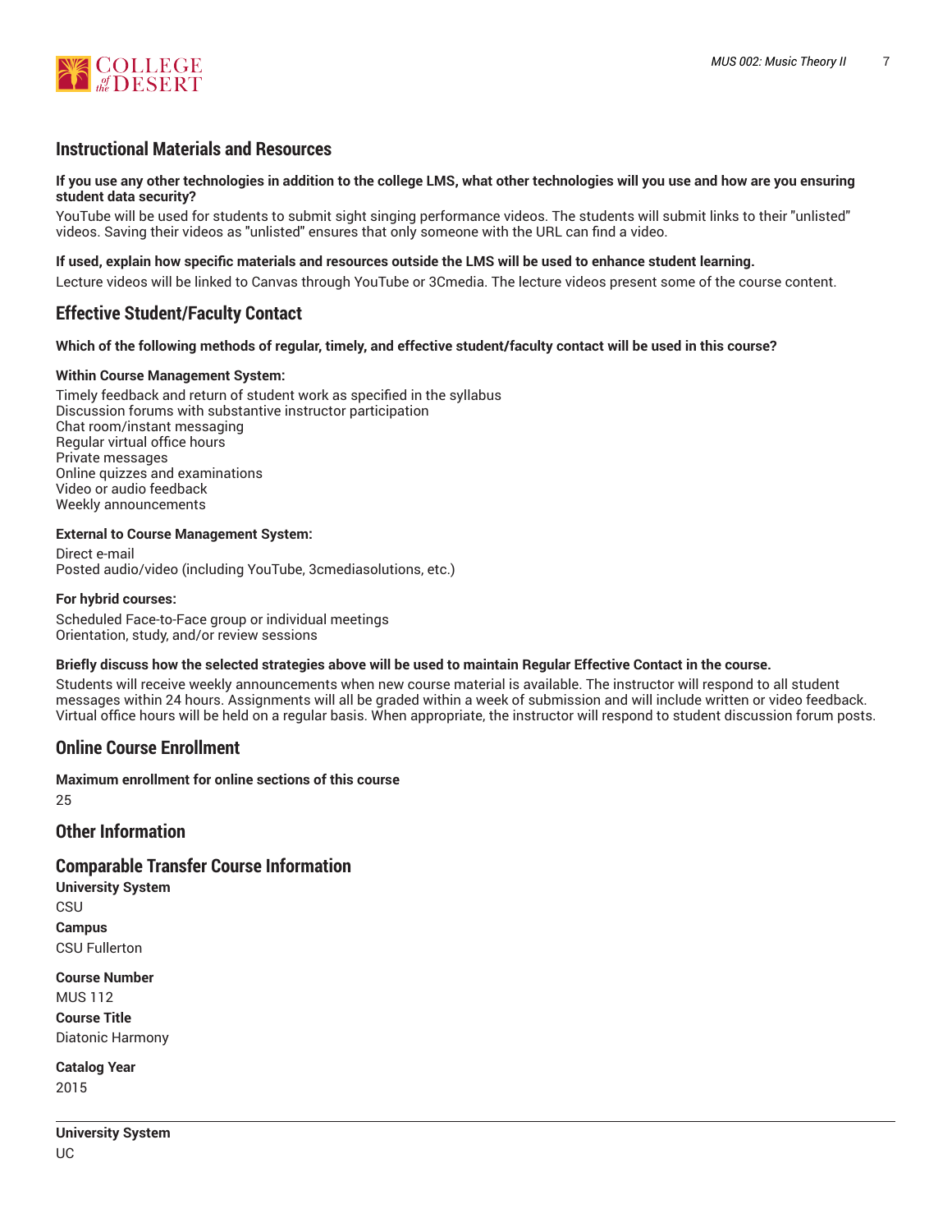## Instructional Materials and Resources

**If you use any other technologies in addition to the college LMS, what other technologies will you use and how are you ensuring student data security?**

YouTube will be used for students to submit sight singing performance videos. The students will submit links to their "unlisted" videos. Saving their videos as "unlisted" ensures that only someone with the URL can find a video.

**If used, explain how specific materials and resources outside the LMS will be used to enhance student learning.**

Lecture videos will be linked to Canvas through YouTube or 3Cmedia. The lecture videos present some of the course content.

## Effective Student/Faculty Contact

**Which of the following methods of regular, timely, and effective student/faculty contact will be used in this course?**

**Within Course Management System:**

Timely feedback and return of student work as specified in the syllabus
Discussion forums with substantive instructor participation
Chat room/instant messaging
Regular virtual office hours
Private messages
Online quizzes and examinations
Video or audio feedback
Weekly announcements

**External to Course Management System:**

Direct e-mail
Posted audio/video (including YouTube, 3cmediasolutions, etc.)

**For hybrid courses:**

Scheduled Face-to-Face group or individual meetings
Orientation, study, and/or review sessions

**Briefly discuss how the selected strategies above will be used to maintain Regular Effective Contact in the course.**

Students will receive weekly announcements when new course material is available. The instructor will respond to all student messages within 24 hours. Assignments will all be graded within a week of submission and will include written or video feedback. Virtual office hours will be held on a regular basis. When appropriate, the instructor will respond to student discussion forum posts.

## Online Course Enrollment

**Maximum enrollment for online sections of this course**

25

## Other Information

## Comparable Transfer Course Information

**University System**

CSU

**Campus**

CSU Fullerton

**Course Number**

MUS 112

**Course Title**

Diatonic Harmony

**Catalog Year**

2015

---

**University System**

UC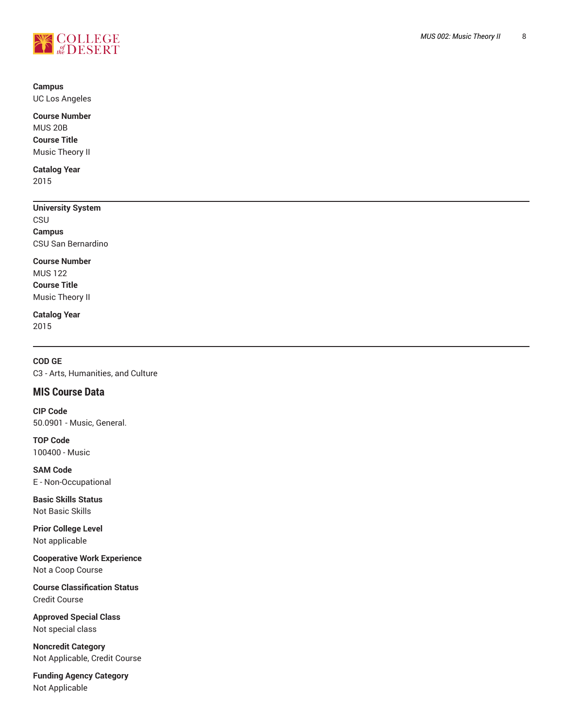**Campus**
UC Los Angeles

**Course Number**
MUS 20B
**Course Title**
Music Theory II

**Catalog Year**
2015

---

**University System**
CSU
**Campus**
CSU San Bernardino

**Course Number**
MUS 122
**Course Title**
Music Theory II

**Catalog Year**
2015

---

**COD GE**
C3 - Arts, Humanities, and Culture

## MIS Course Data

**CIP Code**
50.0901 - Music, General.

**TOP Code**
100400 - Music

**SAM Code**
E - Non-Occupational

**Basic Skills Status**
Not Basic Skills

**Prior College Level**
Not applicable

**Cooperative Work Experience**
Not a Coop Course

**Course Classification Status**
Credit Course

**Approved Special Class**
Not special class

**Noncredit Category**
Not Applicable, Credit Course

**Funding Agency Category**
Not Applicable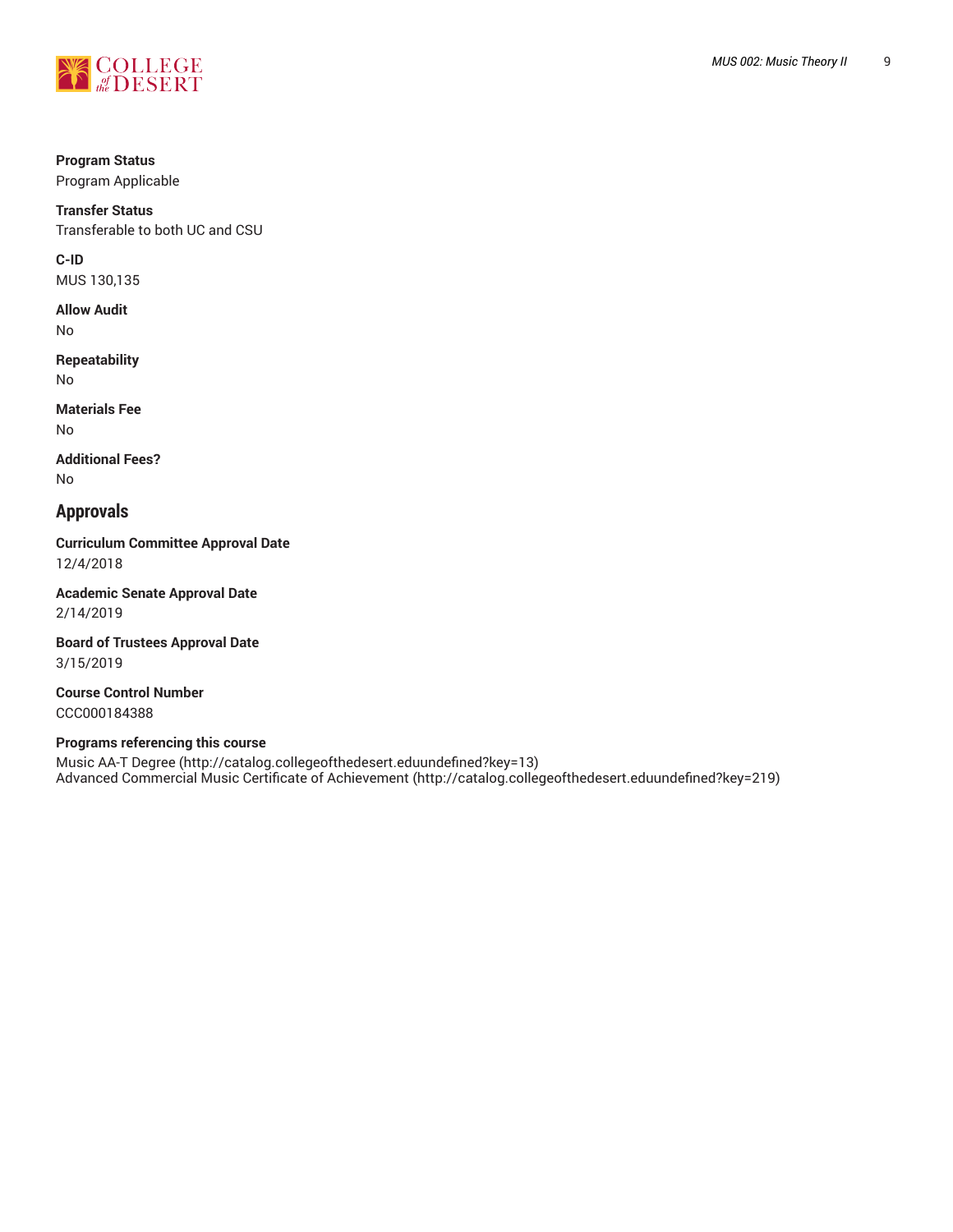**Program Status**
Program Applicable

**Transfer Status**
Transferable to both UC and CSU

**C-ID**
MUS 130,135

**Allow Audit**
No

**Repeatability**
No

**Materials Fee**
No

**Additional Fees?**
No

## Approvals

**Curriculum Committee Approval Date**
12/4/2018

**Academic Senate Approval Date**
2/14/2019

**Board of Trustees Approval Date**
3/15/2019

**Course Control Number**
CCC000184388

**Programs referencing this course**
Music AA-T Degree (http://catalog.collegeofthedesert.eduundefined?key=13)
Advanced Commercial Music Certificate of Achievement (http://catalog.collegeofthedesert.eduundefined?key=219)